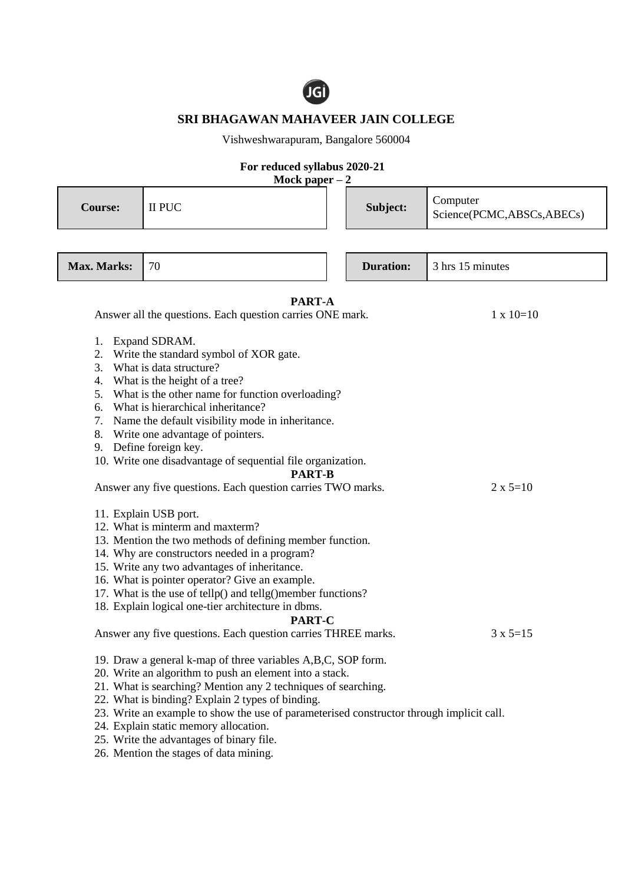## SRI BHAGAWAN MAHAVEER JAIN COLLEGE

Vishweshwarapuram, Bangalore 560004

**For reduced syllabus 2020-21**
**Mock paper – 2**

| **Course:** | II PUC | **Subject:** | Computer Science(PCMC,ABSCs,ABECs) |
|---|---|---|---|
| **Max. Marks:** | 70 | **Duration:** | 3 hrs 15 minutes |

### PART-A

Answer all the questions. Each question carries ONE mark. 1 x 10=10

1. Expand SDRAM.
2. Write the standard symbol of XOR gate.
3. What is data structure?
4. What is the height of a tree?
5. What is the other name for function overloading?
6. What is hierarchical inheritance?
7. Name the default visibility mode in inheritance.
8. Write one advantage of pointers.
9. Define foreign key.
10. Write one disadvantage of sequential file organization.

### PART-B

Answer any five questions. Each question carries TWO marks. 2 x 5=10

11. Explain USB port.
12. What is minterm and maxterm?
13. Mention the two methods of defining member function.
14. Why are constructors needed in a program?
15. Write any two advantages of inheritance.
16. What is pointer operator? Give an example.
17. What is the use of tellp() and tellg()member functions?
18. Explain logical one-tier architecture in dbms.

### PART-C

Answer any five questions. Each question carries THREE marks. 3 x 5=15

19. Draw a general k-map of three variables A,B,C, SOP form.
20. Write an algorithm to push an element into a stack.
21. What is searching? Mention any 2 techniques of searching.
22. What is binding? Explain 2 types of binding.
23. Write an example to show the use of parameterised constructor through implicit call.
24. Explain static memory allocation.
25. Write the advantages of binary file.
26. Mention the stages of data mining.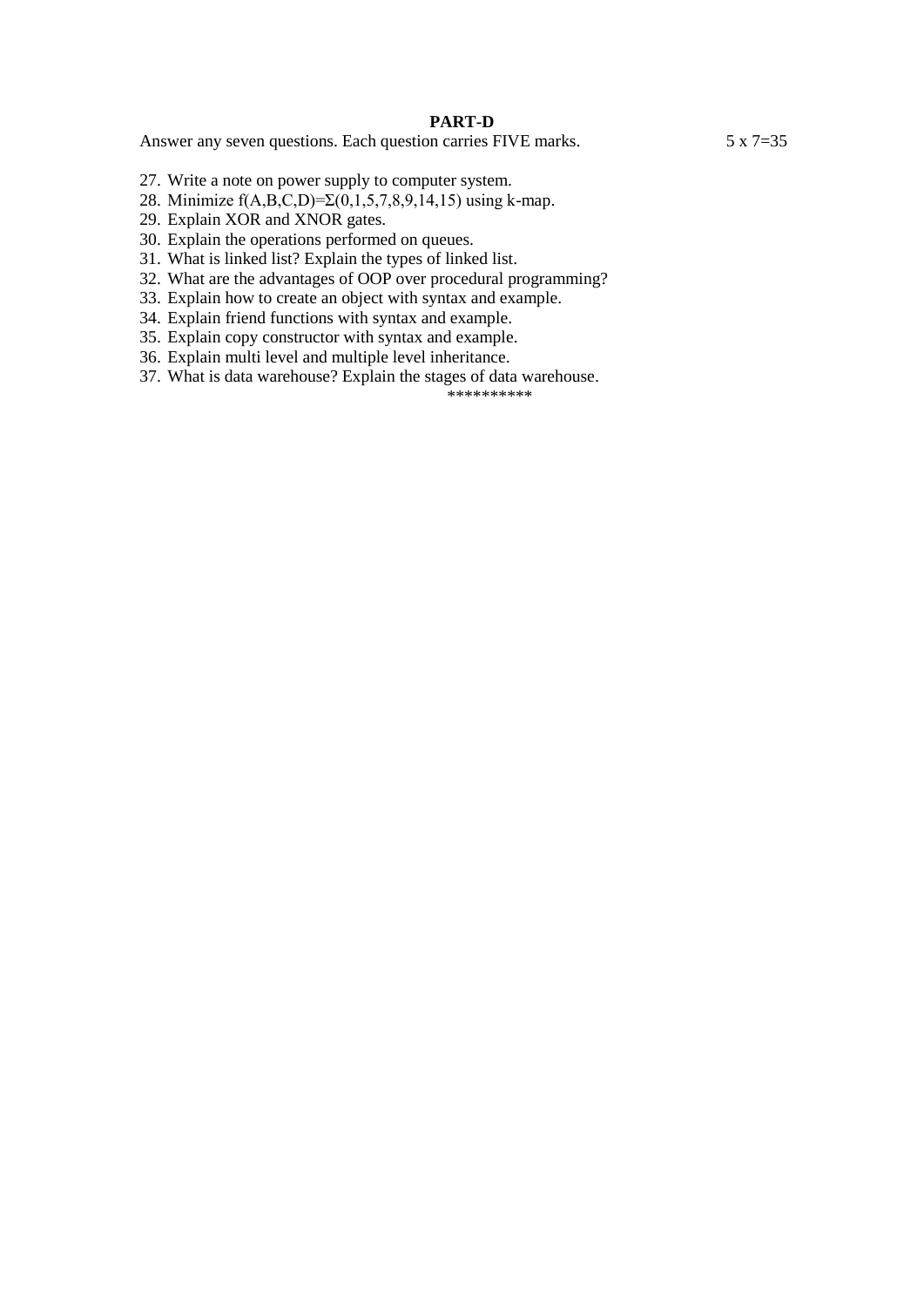## PART-D

Answer any seven questions. Each question carries FIVE marks. 5 x 7=35

27. Write a note on power supply to computer system.
28. Minimize $f(A,B,C,D)=\Sigma(0,1,5,7,8,9,14,15)$ using k-map.
29. Explain XOR and XNOR gates.
30. Explain the operations performed on queues.
31. What is linked list? Explain the types of linked list.
32. What are the advantages of OOP over procedural programming?
33. Explain how to create an object with syntax and example.
34. Explain friend functions with syntax and example.
35. Explain copy constructor with syntax and example.
36. Explain multi level and multiple level inheritance.
37. What is data warehouse? Explain the stages of data warehouse.

**********